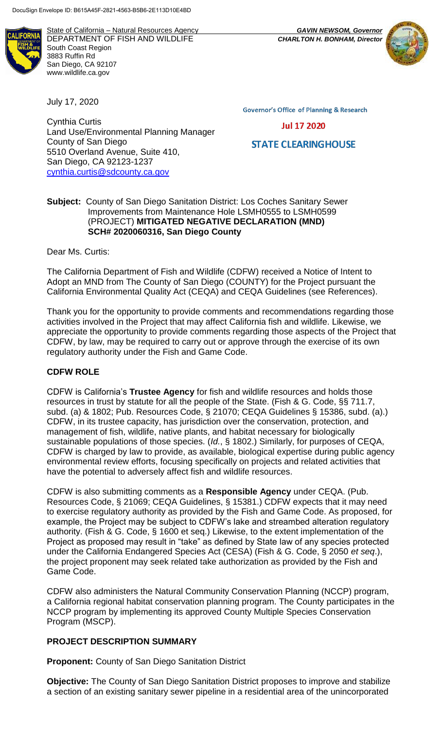State of California – Natural Resources Agency
DEPARTMENT OF FISH AND WILDLIFE
South Coast Region
3883 Ruffin Rd
San Diego, CA 92107
www.wildlife.ca.gov

*GAVIN NEWSOM, Governor*
*CHARLTON H. BONHAM, Director*

July 17, 2020

Governor's Office of Planning & Research

Jul 17 2020

STATE CLEARINGHOUSE

Cynthia Curtis
Land Use/Environmental Planning Manager
County of San Diego
5510 Overland Avenue, Suite 410,
San Diego, CA 92123-1237
cynthia.curtis@sdcounty.ca.gov

**Subject:** County of San Diego Sanitation District: Los Coches Sanitary Sewer Improvements from Maintenance Hole LSMH0555 to LSMH0599 (PROJECT) **MITIGATED NEGATIVE DECLARATION (MND) SCH# 2020060316, San Diego County**

Dear Ms. Curtis:

The California Department of Fish and Wildlife (CDFW) received a Notice of Intent to Adopt an MND from The County of San Diego (COUNTY) for the Project pursuant the California Environmental Quality Act (CEQA) and CEQA Guidelines (see References).

Thank you for the opportunity to provide comments and recommendations regarding those activities involved in the Project that may affect California fish and wildlife. Likewise, we appreciate the opportunity to provide comments regarding those aspects of the Project that CDFW, by law, may be required to carry out or approve through the exercise of its own regulatory authority under the Fish and Game Code.

## CDFW ROLE

CDFW is California's **Trustee Agency** for fish and wildlife resources and holds those resources in trust by statute for all the people of the State. (Fish & G. Code, §§ 711.7, subd. (a) & 1802; Pub. Resources Code, § 21070; CEQA Guidelines § 15386, subd. (a).) CDFW, in its trustee capacity, has jurisdiction over the conservation, protection, and management of fish, wildlife, native plants, and habitat necessary for biologically sustainable populations of those species. (*Id.*, § 1802.) Similarly, for purposes of CEQA, CDFW is charged by law to provide, as available, biological expertise during public agency environmental review efforts, focusing specifically on projects and related activities that have the potential to adversely affect fish and wildlife resources.

CDFW is also submitting comments as a **Responsible Agency** under CEQA. (Pub. Resources Code, § 21069; CEQA Guidelines, § 15381.) CDFW expects that it may need to exercise regulatory authority as provided by the Fish and Game Code. As proposed, for example, the Project may be subject to CDFW's lake and streambed alteration regulatory authority. (Fish & G. Code, § 1600 et seq.) Likewise, to the extent implementation of the Project as proposed may result in "take" as defined by State law of any species protected under the California Endangered Species Act (CESA) (Fish & G. Code, § 2050 *et seq*.), the project proponent may seek related take authorization as provided by the Fish and Game Code.

CDFW also administers the Natural Community Conservation Planning (NCCP) program, a California regional habitat conservation planning program. The County participates in the NCCP program by implementing its approved County Multiple Species Conservation Program (MSCP).

## PROJECT DESCRIPTION SUMMARY

**Proponent:** County of San Diego Sanitation District

**Objective:** The County of San Diego Sanitation District proposes to improve and stabilize a section of an existing sanitary sewer pipeline in a residential area of the unincorporated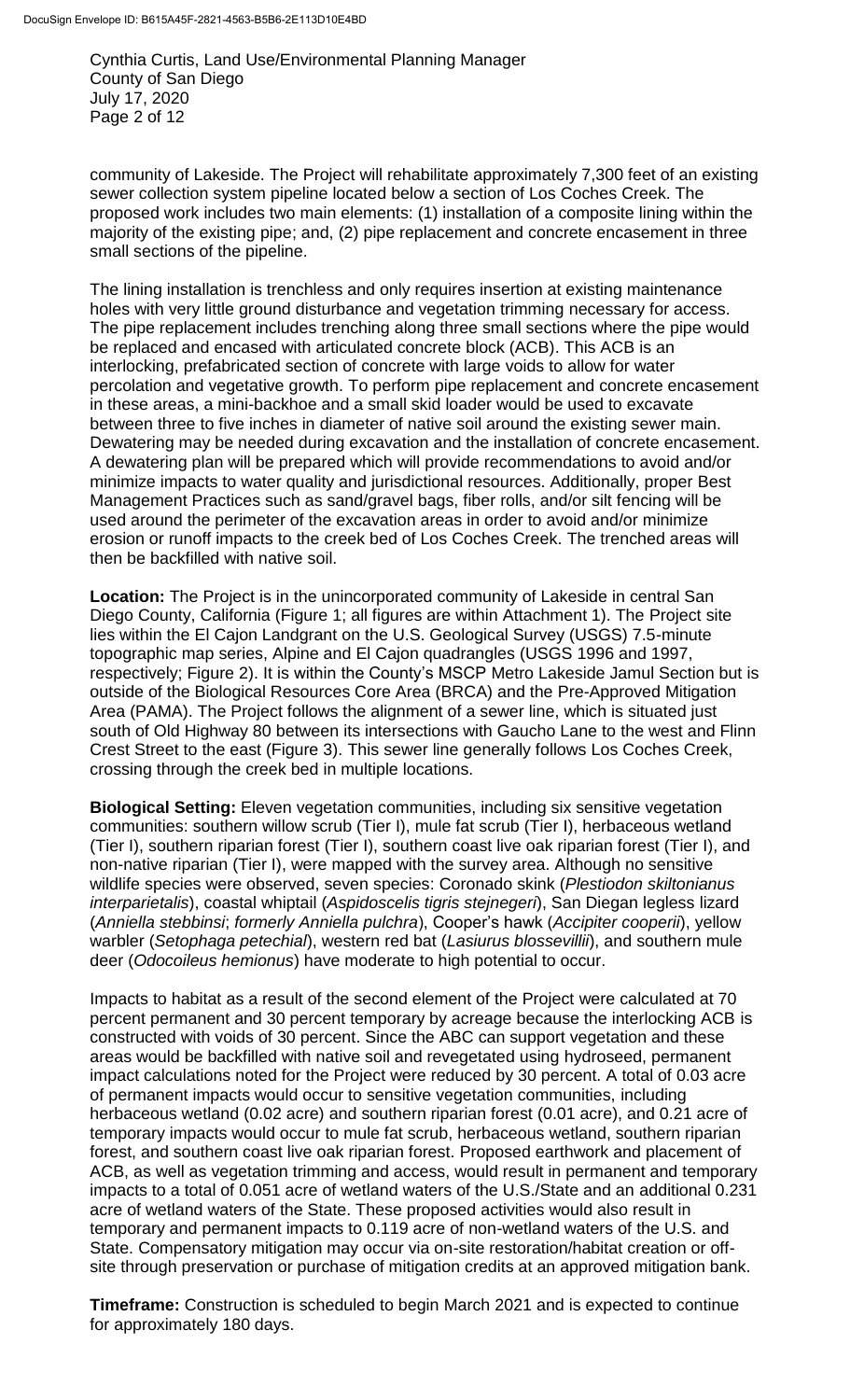community of Lakeside. The Project will rehabilitate approximately 7,300 feet of an existing sewer collection system pipeline located below a section of Los Coches Creek. The proposed work includes two main elements: (1) installation of a composite lining within the majority of the existing pipe; and, (2) pipe replacement and concrete encasement in three small sections of the pipeline.

The lining installation is trenchless and only requires insertion at existing maintenance holes with very little ground disturbance and vegetation trimming necessary for access. The pipe replacement includes trenching along three small sections where the pipe would be replaced and encased with articulated concrete block (ACB). This ACB is an interlocking, prefabricated section of concrete with large voids to allow for water percolation and vegetative growth. To perform pipe replacement and concrete encasement in these areas, a mini-backhoe and a small skid loader would be used to excavate between three to five inches in diameter of native soil around the existing sewer main. Dewatering may be needed during excavation and the installation of concrete encasement. A dewatering plan will be prepared which will provide recommendations to avoid and/or minimize impacts to water quality and jurisdictional resources. Additionally, proper Best Management Practices such as sand/gravel bags, fiber rolls, and/or silt fencing will be used around the perimeter of the excavation areas in order to avoid and/or minimize erosion or runoff impacts to the creek bed of Los Coches Creek. The trenched areas will then be backfilled with native soil.

**Location:** The Project is in the unincorporated community of Lakeside in central San Diego County, California (Figure 1; all figures are within Attachment 1). The Project site lies within the El Cajon Landgrant on the U.S. Geological Survey (USGS) 7.5-minute topographic map series, Alpine and El Cajon quadrangles (USGS 1996 and 1997, respectively; Figure 2). It is within the County's MSCP Metro Lakeside Jamul Section but is outside of the Biological Resources Core Area (BRCA) and the Pre-Approved Mitigation Area (PAMA). The Project follows the alignment of a sewer line, which is situated just south of Old Highway 80 between its intersections with Gaucho Lane to the west and Flinn Crest Street to the east (Figure 3). This sewer line generally follows Los Coches Creek, crossing through the creek bed in multiple locations.

**Biological Setting:** Eleven vegetation communities, including six sensitive vegetation communities: southern willow scrub (Tier I), mule fat scrub (Tier I), herbaceous wetland (Tier I), southern riparian forest (Tier I), southern coast live oak riparian forest (Tier I), and non-native riparian (Tier I), were mapped with the survey area. Although no sensitive wildlife species were observed, seven species: Coronado skink (*Plestiodon skiltonianus interparietalis*), coastal whiptail (*Aspidoscelis tigris stejnegeri*), San Diegan legless lizard (*Anniella stebbinsi*; *formerly Anniella pulchra*), Cooper's hawk (*Accipiter cooperii*), yellow warbler (*Setophaga petechial*), western red bat (*Lasiurus blossevillii*), and southern mule deer (*Odocoileus hemionus*) have moderate to high potential to occur.

Impacts to habitat as a result of the second element of the Project were calculated at 70 percent permanent and 30 percent temporary by acreage because the interlocking ACB is constructed with voids of 30 percent. Since the ABC can support vegetation and these areas would be backfilled with native soil and revegetated using hydroseed, permanent impact calculations noted for the Project were reduced by 30 percent. A total of 0.03 acre of permanent impacts would occur to sensitive vegetation communities, including herbaceous wetland (0.02 acre) and southern riparian forest (0.01 acre), and 0.21 acre of temporary impacts would occur to mule fat scrub, herbaceous wetland, southern riparian forest, and southern coast live oak riparian forest. Proposed earthwork and placement of ACB, as well as vegetation trimming and access, would result in permanent and temporary impacts to a total of 0.051 acre of wetland waters of the U.S./State and an additional 0.231 acre of wetland waters of the State. These proposed activities would also result in temporary and permanent impacts to 0.119 acre of non-wetland waters of the U.S. and State. Compensatory mitigation may occur via on-site restoration/habitat creation or off-site through preservation or purchase of mitigation credits at an approved mitigation bank.

**Timeframe:** Construction is scheduled to begin March 2021 and is expected to continue for approximately 180 days.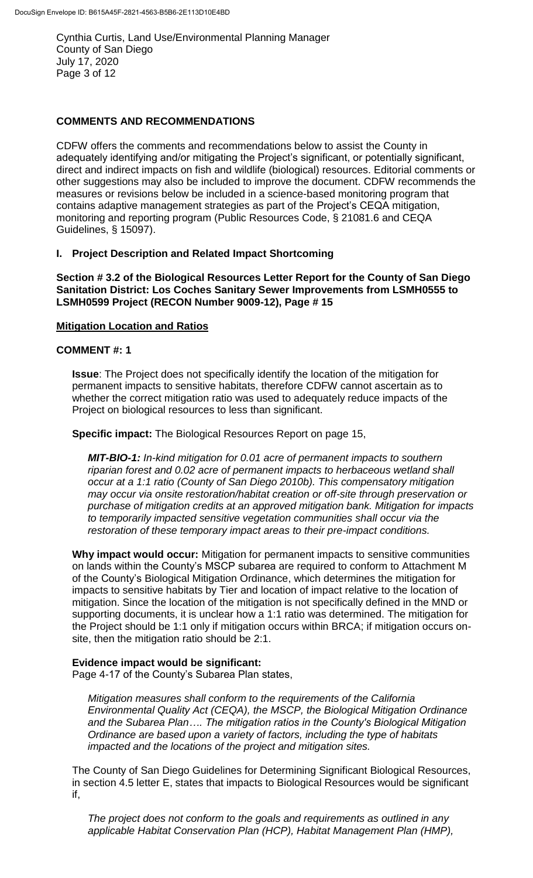## COMMENTS AND RECOMMENDATIONS

CDFW offers the comments and recommendations below to assist the County in adequately identifying and/or mitigating the Project's significant, or potentially significant, direct and indirect impacts on fish and wildlife (biological) resources. Editorial comments or other suggestions may also be included to improve the document. CDFW recommends the measures or revisions below be included in a science-based monitoring program that contains adaptive management strategies as part of the Project's CEQA mitigation, monitoring and reporting program (Public Resources Code, § 21081.6 and CEQA Guidelines, § 15097).

### I. Project Description and Related Impact Shortcoming

**Section # 3.2 of the Biological Resources Letter Report for the County of San Diego Sanitation District: Los Coches Sanitary Sewer Improvements from LSMH0555 to LSMH0599 Project (RECON Number 9009-12), Page # 15**

**Mitigation Location and Ratios**

**COMMENT #: 1**

**Issue**: The Project does not specifically identify the location of the mitigation for permanent impacts to sensitive habitats, therefore CDFW cannot ascertain as to whether the correct mitigation ratio was used to adequately reduce impacts of the Project on biological resources to less than significant.

**Specific impact:** The Biological Resources Report on page 15,

> ***MIT-BIO-1:*** *In-kind mitigation for 0.01 acre of permanent impacts to southern riparian forest and 0.02 acre of permanent impacts to herbaceous wetland shall occur at a 1:1 ratio (County of San Diego 2010b). This compensatory mitigation may occur via onsite restoration/habitat creation or off-site through preservation or purchase of mitigation credits at an approved mitigation bank. Mitigation for impacts to temporarily impacted sensitive vegetation communities shall occur via the restoration of these temporary impact areas to their pre-impact conditions.*

**Why impact would occur:** Mitigation for permanent impacts to sensitive communities on lands within the County's MSCP subarea are required to conform to Attachment M of the County's Biological Mitigation Ordinance, which determines the mitigation for impacts to sensitive habitats by Tier and location of impact relative to the location of mitigation. Since the location of the mitigation is not specifically defined in the MND or supporting documents, it is unclear how a 1:1 ratio was determined. The mitigation for the Project should be 1:1 only if mitigation occurs within BRCA; if mitigation occurs on-site, then the mitigation ratio should be 2:1.

**Evidence impact would be significant:**
Page 4-17 of the County's Subarea Plan states,

> *Mitigation measures shall conform to the requirements of the California Environmental Quality Act (CEQA), the MSCP, the Biological Mitigation Ordinance and the Subarea Plan…. The mitigation ratios in the County's Biological Mitigation Ordinance are based upon a variety of factors, including the type of habitats impacted and the locations of the project and mitigation sites.*

The County of San Diego Guidelines for Determining Significant Biological Resources, in section 4.5 letter E, states that impacts to Biological Resources would be significant if,

> *The project does not conform to the goals and requirements as outlined in any applicable Habitat Conservation Plan (HCP), Habitat Management Plan (HMP),*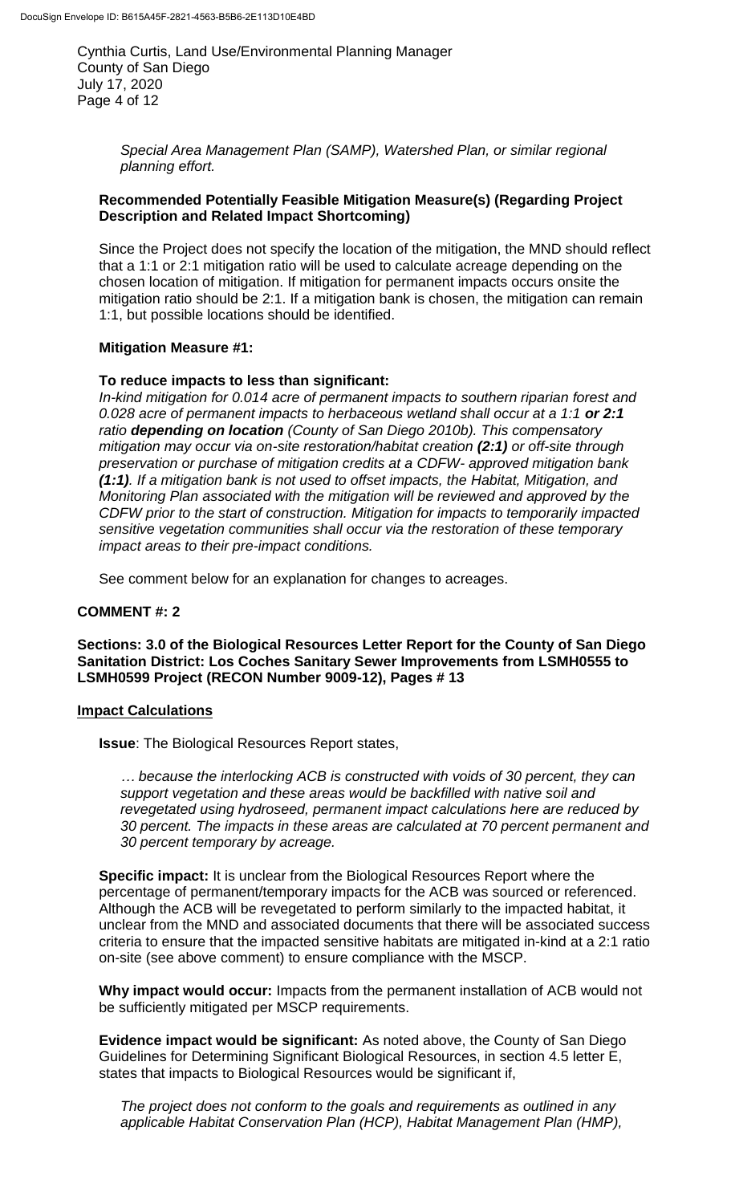*Special Area Management Plan (SAMP), Watershed Plan, or similar regional planning effort.*

**Recommended Potentially Feasible Mitigation Measure(s) (Regarding Project Description and Related Impact Shortcoming)**

Since the Project does not specify the location of the mitigation, the MND should reflect that a 1:1 or 2:1 mitigation ratio will be used to calculate acreage depending on the chosen location of mitigation. If mitigation for permanent impacts occurs onsite the mitigation ratio should be 2:1. If a mitigation bank is chosen, the mitigation can remain 1:1, but possible locations should be identified.

**Mitigation Measure #1:**

**To reduce impacts to less than significant:**

*In-kind mitigation for 0.014 acre of permanent impacts to southern riparian forest and 0.028 acre of permanent impacts to herbaceous wetland shall occur at a 1:1* ***or 2:1*** *ratio* ***depending on location*** *(County of San Diego 2010b). This compensatory mitigation may occur via on-site restoration/habitat creation* ***(2:1)*** *or off-site through preservation or purchase of mitigation credits at a CDFW- approved mitigation bank* ***(1:1)****. If a mitigation bank is not used to offset impacts, the Habitat, Mitigation, and Monitoring Plan associated with the mitigation will be reviewed and approved by the CDFW prior to the start of construction. Mitigation for impacts to temporarily impacted sensitive vegetation communities shall occur via the restoration of these temporary impact areas to their pre-impact conditions.*

See comment below for an explanation for changes to acreages.

**COMMENT #: 2**

**Sections: 3.0 of the Biological Resources Letter Report for the County of San Diego Sanitation District: Los Coches Sanitary Sewer Improvements from LSMH0555 to LSMH0599 Project (RECON Number 9009-12), Pages # 13**

**Impact Calculations**

**Issue**: The Biological Resources Report states,

*… because the interlocking ACB is constructed with voids of 30 percent, they can support vegetation and these areas would be backfilled with native soil and revegetated using hydroseed, permanent impact calculations here are reduced by 30 percent. The impacts in these areas are calculated at 70 percent permanent and 30 percent temporary by acreage.*

**Specific impact:** It is unclear from the Biological Resources Report where the percentage of permanent/temporary impacts for the ACB was sourced or referenced. Although the ACB will be revegetated to perform similarly to the impacted habitat, it unclear from the MND and associated documents that there will be associated success criteria to ensure that the impacted sensitive habitats are mitigated in-kind at a 2:1 ratio on-site (see above comment) to ensure compliance with the MSCP.

**Why impact would occur:** Impacts from the permanent installation of ACB would not be sufficiently mitigated per MSCP requirements.

**Evidence impact would be significant:** As noted above, the County of San Diego Guidelines for Determining Significant Biological Resources, in section 4.5 letter E, states that impacts to Biological Resources would be significant if,

*The project does not conform to the goals and requirements as outlined in any applicable Habitat Conservation Plan (HCP), Habitat Management Plan (HMP),*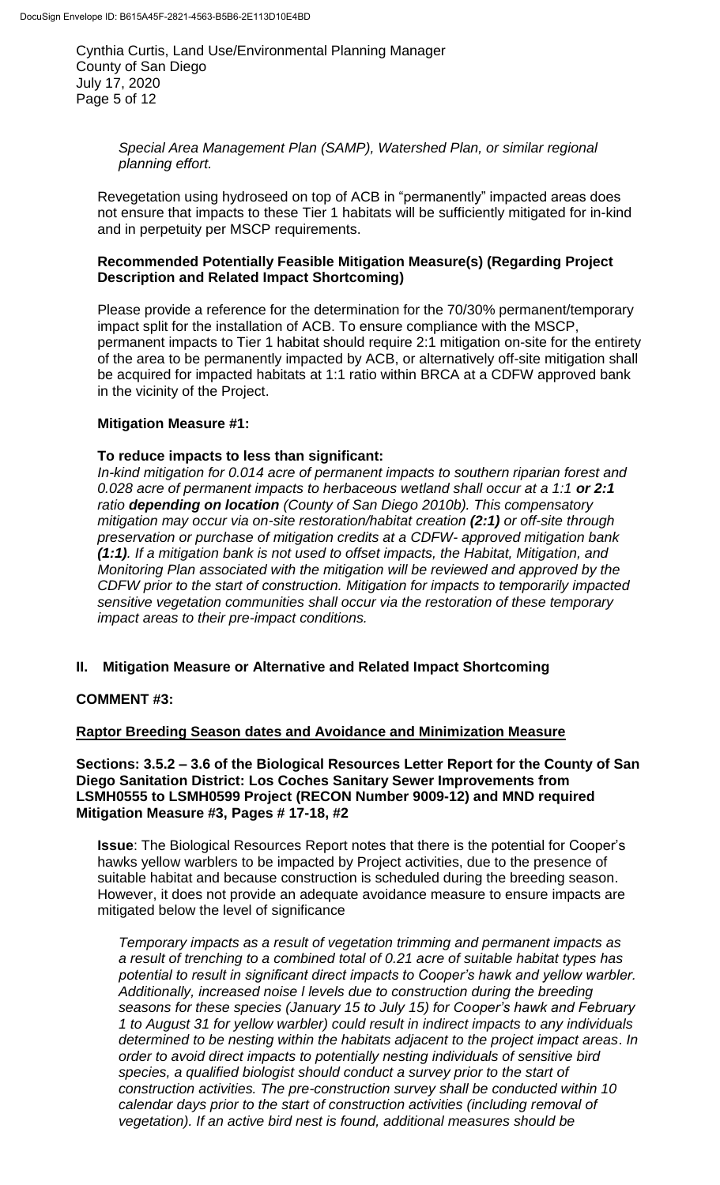*Special Area Management Plan (SAMP), Watershed Plan, or similar regional planning effort.*

Revegetation using hydroseed on top of ACB in "permanently" impacted areas does not ensure that impacts to these Tier 1 habitats will be sufficiently mitigated for in-kind and in perpetuity per MSCP requirements.

**Recommended Potentially Feasible Mitigation Measure(s) (Regarding Project Description and Related Impact Shortcoming)**

Please provide a reference for the determination for the 70/30% permanent/temporary impact split for the installation of ACB. To ensure compliance with the MSCP, permanent impacts to Tier 1 habitat should require 2:1 mitigation on-site for the entirety of the area to be permanently impacted by ACB, or alternatively off-site mitigation shall be acquired for impacted habitats at 1:1 ratio within BRCA at a CDFW approved bank in the vicinity of the Project.

**Mitigation Measure #1:**

**To reduce impacts to less than significant:**

*In-kind mitigation for 0.014 acre of permanent impacts to southern riparian forest and 0.028 acre of permanent impacts to herbaceous wetland shall occur at a 1:1* ***or 2:1*** *ratio* ***depending on location*** *(County of San Diego 2010b). This compensatory mitigation may occur via on-site restoration/habitat creation* ***(2:1)*** *or off-site through preservation or purchase of mitigation credits at a CDFW- approved mitigation bank* ***(1:1)****. If a mitigation bank is not used to offset impacts, the Habitat, Mitigation, and Monitoring Plan associated with the mitigation will be reviewed and approved by the CDFW prior to the start of construction. Mitigation for impacts to temporarily impacted sensitive vegetation communities shall occur via the restoration of these temporary impact areas to their pre-impact conditions.*

## II. Mitigation Measure or Alternative and Related Impact Shortcoming

**COMMENT #3:**

**Raptor Breeding Season dates and Avoidance and Minimization Measure**

**Sections: 3.5.2 – 3.6 of the Biological Resources Letter Report for the County of San Diego Sanitation District: Los Coches Sanitary Sewer Improvements from LSMH0555 to LSMH0599 Project (RECON Number 9009-12) and MND required Mitigation Measure #3, Pages # 17-18, #2**

**Issue**: The Biological Resources Report notes that there is the potential for Cooper's hawks yellow warblers to be impacted by Project activities, due to the presence of suitable habitat and because construction is scheduled during the breeding season. However, it does not provide an adequate avoidance measure to ensure impacts are mitigated below the level of significance

*Temporary impacts as a result of vegetation trimming and permanent impacts as a result of trenching to a combined total of 0.21 acre of suitable habitat types has potential to result in significant direct impacts to Cooper's hawk and yellow warbler. Additionally, increased noise l levels due to construction during the breeding seasons for these species (January 15 to July 15) for Cooper's hawk and February 1 to August 31 for yellow warbler) could result in indirect impacts to any individuals determined to be nesting within the habitats adjacent to the project impact areas. In order to avoid direct impacts to potentially nesting individuals of sensitive bird species, a qualified biologist should conduct a survey prior to the start of construction activities. The pre-construction survey shall be conducted within 10 calendar days prior to the start of construction activities (including removal of vegetation). If an active bird nest is found, additional measures should be*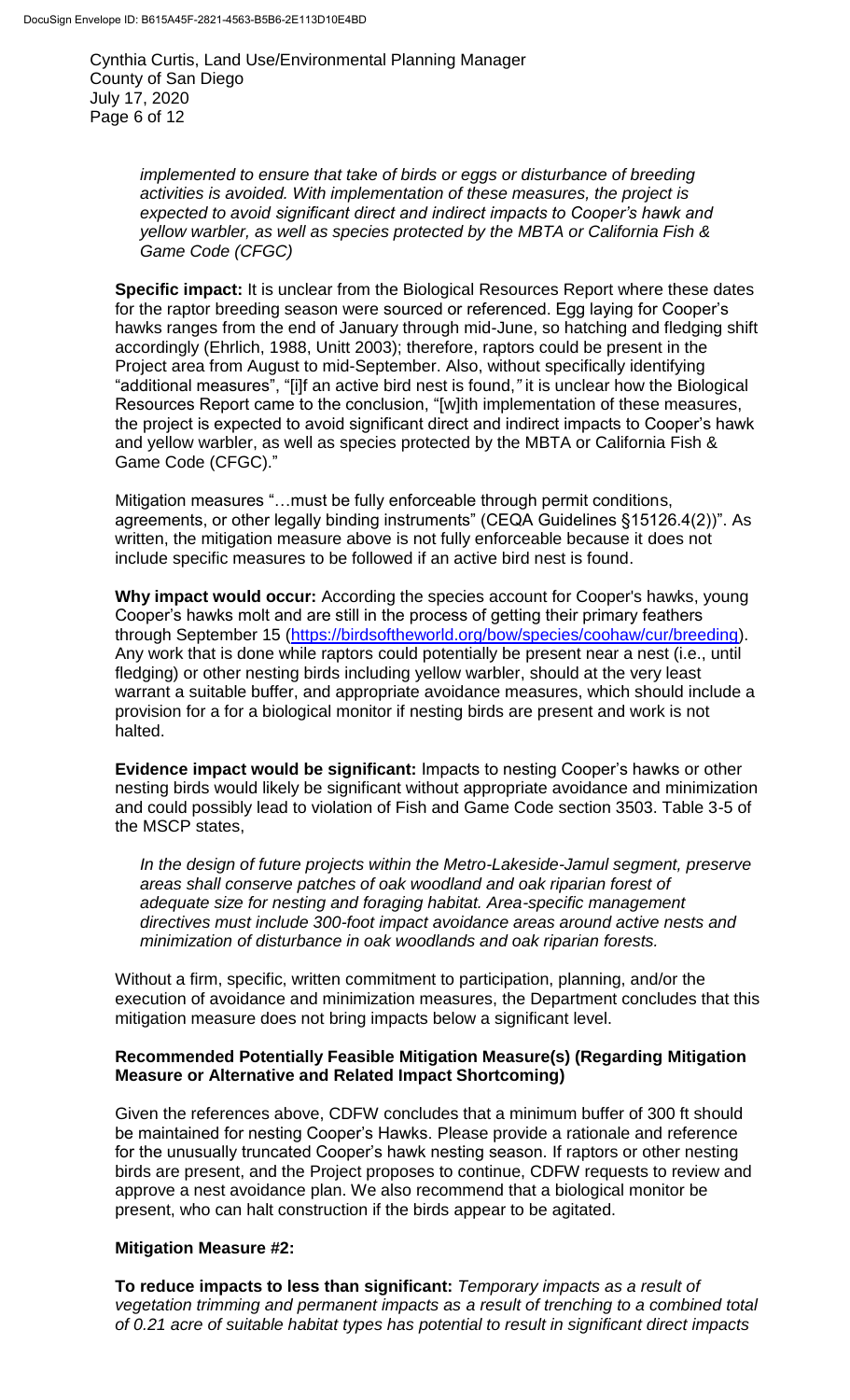*implemented to ensure that take of birds or eggs or disturbance of breeding activities is avoided. With implementation of these measures, the project is expected to avoid significant direct and indirect impacts to Cooper's hawk and yellow warbler, as well as species protected by the MBTA or California Fish & Game Code (CFGC)*

**Specific impact:** It is unclear from the Biological Resources Report where these dates for the raptor breeding season were sourced or referenced. Egg laying for Cooper's hawks ranges from the end of January through mid-June, so hatching and fledging shift accordingly (Ehrlich, 1988, Unitt 2003); therefore, raptors could be present in the Project area from August to mid-September. Also, without specifically identifying "additional measures", "[i]f an active bird nest is found," it is unclear how the Biological Resources Report came to the conclusion, "[w]ith implementation of these measures, the project is expected to avoid significant direct and indirect impacts to Cooper's hawk and yellow warbler, as well as species protected by the MBTA or California Fish & Game Code (CFGC)."

Mitigation measures "…must be fully enforceable through permit conditions, agreements, or other legally binding instruments" (CEQA Guidelines §15126.4(2))". As written, the mitigation measure above is not fully enforceable because it does not include specific measures to be followed if an active bird nest is found.

**Why impact would occur:** According the species account for Cooper's hawks, young Cooper's hawks molt and are still in the process of getting their primary feathers through September 15 (https://birdsoftheworld.org/bow/species/coohaw/cur/breeding). Any work that is done while raptors could potentially be present near a nest (i.e., until fledging) or other nesting birds including yellow warbler, should at the very least warrant a suitable buffer, and appropriate avoidance measures, which should include a provision for a for a biological monitor if nesting birds are present and work is not halted.

**Evidence impact would be significant:** Impacts to nesting Cooper's hawks or other nesting birds would likely be significant without appropriate avoidance and minimization and could possibly lead to violation of Fish and Game Code section 3503. Table 3-5 of the MSCP states,

> *In the design of future projects within the Metro-Lakeside-Jamul segment, preserve areas shall conserve patches of oak woodland and oak riparian forest of adequate size for nesting and foraging habitat. Area-specific management directives must include 300-foot impact avoidance areas around active nests and minimization of disturbance in oak woodlands and oak riparian forests.*

Without a firm, specific, written commitment to participation, planning, and/or the execution of avoidance and minimization measures, the Department concludes that this mitigation measure does not bring impacts below a significant level.

**Recommended Potentially Feasible Mitigation Measure(s) (Regarding Mitigation Measure or Alternative and Related Impact Shortcoming)**

Given the references above, CDFW concludes that a minimum buffer of 300 ft should be maintained for nesting Cooper's Hawks. Please provide a rationale and reference for the unusually truncated Cooper's hawk nesting season. If raptors or other nesting birds are present, and the Project proposes to continue, CDFW requests to review and approve a nest avoidance plan. We also recommend that a biological monitor be present, who can halt construction if the birds appear to be agitated.

**Mitigation Measure #2:**

**To reduce impacts to less than significant:** *Temporary impacts as a result of vegetation trimming and permanent impacts as a result of trenching to a combined total of 0.21 acre of suitable habitat types has potential to result in significant direct impacts*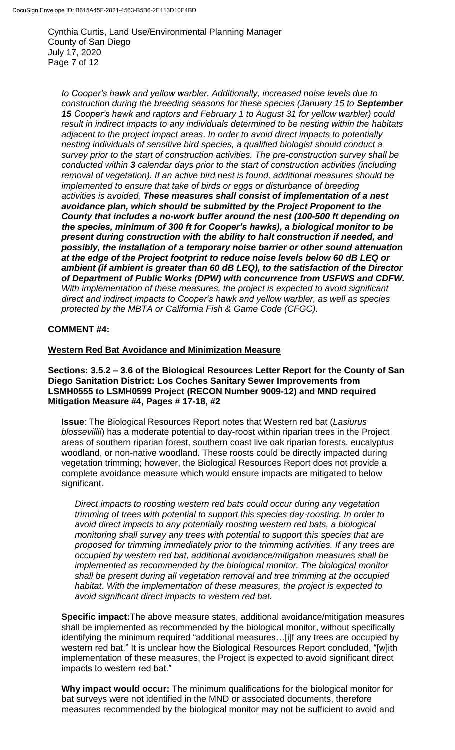*to Cooper's hawk and yellow warbler. Additionally, increased noise levels due to construction during the breeding seasons for these species (January 15 to* ***September 15*** *Cooper's hawk and raptors and February 1 to August 31 for yellow warbler) could result in indirect impacts to any individuals determined to be nesting within the habitats adjacent to the project impact areas. In order to avoid direct impacts to potentially nesting individuals of sensitive bird species, a qualified biologist should conduct a survey prior to the start of construction activities. The pre-construction survey shall be conducted within* ***3*** *calendar days prior to the start of construction activities (including removal of vegetation). If an active bird nest is found, additional measures should be implemented to ensure that take of birds or eggs or disturbance of breeding activities is avoided.* ***These measures shall consist of implementation of a nest avoidance plan, which should be submitted by the Project Proponent to the County that includes a no-work buffer around the nest (100-500 ft depending on the species, minimum of 300 ft for Cooper's hawks), a biological monitor to be present during construction with the ability to halt construction if needed, and possibly, the installation of a temporary noise barrier or other sound attenuation at the edge of the Project footprint to reduce noise levels below 60 dB LEQ or ambient (if ambient is greater than 60 dB LEQ), to the satisfaction of the Director of Department of Public Works (DPW) with concurrence from USFWS and CDFW.*** *With implementation of these measures, the project is expected to avoid significant direct and indirect impacts to Cooper's hawk and yellow warbler, as well as species protected by the MBTA or California Fish & Game Code (CFGC).*

**COMMENT #4:**

**Western Red Bat Avoidance and Minimization Measure**

**Sections: 3.5.2 – 3.6 of the Biological Resources Letter Report for the County of San Diego Sanitation District: Los Coches Sanitary Sewer Improvements from LSMH0555 to LSMH0599 Project (RECON Number 9009-12) and MND required Mitigation Measure #4, Pages # 17-18, #2**

**Issue**: The Biological Resources Report notes that Western red bat (*Lasiurus blossevillii*) has a moderate potential to day-roost within riparian trees in the Project areas of southern riparian forest, southern coast live oak riparian forests, eucalyptus woodland, or non-native woodland. These roosts could be directly impacted during vegetation trimming; however, the Biological Resources Report does not provide a complete avoidance measure which would ensure impacts are mitigated to below significant.

*Direct impacts to roosting western red bats could occur during any vegetation trimming of trees with potential to support this species day-roosting. In order to avoid direct impacts to any potentially roosting western red bats, a biological monitoring shall survey any trees with potential to support this species that are proposed for trimming immediately prior to the trimming activities. If any trees are occupied by western red bat, additional avoidance/mitigation measures shall be implemented as recommended by the biological monitor. The biological monitor shall be present during all vegetation removal and tree trimming at the occupied habitat. With the implementation of these measures, the project is expected to avoid significant direct impacts to western red bat.*

**Specific impact:** The above measure states, additional avoidance/mitigation measures shall be implemented as recommended by the biological monitor, without specifically identifying the minimum required "additional measures…[i]f any trees are occupied by western red bat." It is unclear how the Biological Resources Report concluded, "[w]ith implementation of these measures, the Project is expected to avoid significant direct impacts to western red bat."

**Why impact would occur:** The minimum qualifications for the biological monitor for bat surveys were not identified in the MND or associated documents, therefore measures recommended by the biological monitor may not be sufficient to avoid and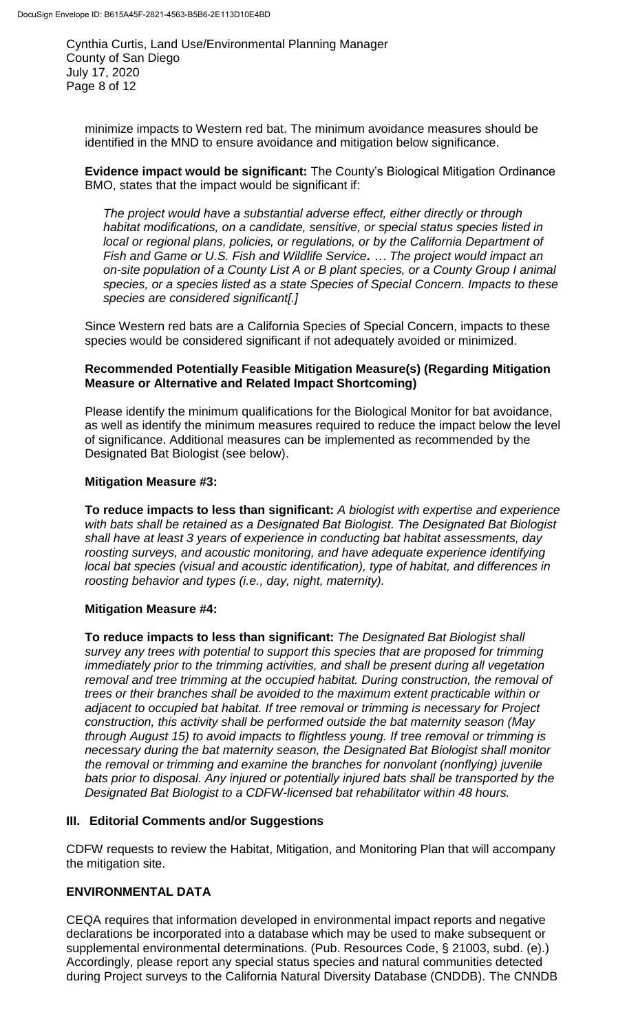minimize impacts to Western red bat. The minimum avoidance measures should be identified in the MND to ensure avoidance and mitigation below significance.

**Evidence impact would be significant:** The County's Biological Mitigation Ordinance BMO, states that the impact would be significant if:

*The project would have a substantial adverse effect, either directly or through habitat modifications, on a candidate, sensitive, or special status species listed in local or regional plans, policies, or regulations, or by the California Department of Fish and Game or U.S. Fish and Wildlife Service***.** *… The project would impact an on-site population of a County List A or B plant species, or a County Group I animal species, or a species listed as a state Species of Special Concern. Impacts to these species are considered significant[.]*

Since Western red bats are a California Species of Special Concern, impacts to these species would be considered significant if not adequately avoided or minimized.

**Recommended Potentially Feasible Mitigation Measure(s) (Regarding Mitigation Measure or Alternative and Related Impact Shortcoming)**

Please identify the minimum qualifications for the Biological Monitor for bat avoidance, as well as identify the minimum measures required to reduce the impact below the level of significance. Additional measures can be implemented as recommended by the Designated Bat Biologist (see below).

**Mitigation Measure #3:**

**To reduce impacts to less than significant:** *A biologist with expertise and experience with bats shall be retained as a Designated Bat Biologist. The Designated Bat Biologist shall have at least 3 years of experience in conducting bat habitat assessments, day roosting surveys, and acoustic monitoring, and have adequate experience identifying local bat species (visual and acoustic identification), type of habitat, and differences in roosting behavior and types (i.e., day, night, maternity).*

**Mitigation Measure #4:**

**To reduce impacts to less than significant:** *The Designated Bat Biologist shall survey any trees with potential to support this species that are proposed for trimming immediately prior to the trimming activities, and shall be present during all vegetation removal and tree trimming at the occupied habitat. During construction, the removal of trees or their branches shall be avoided to the maximum extent practicable within or adjacent to occupied bat habitat. If tree removal or trimming is necessary for Project construction, this activity shall be performed outside the bat maternity season (May through August 15) to avoid impacts to flightless young. If tree removal or trimming is necessary during the bat maternity season, the Designated Bat Biologist shall monitor the removal or trimming and examine the branches for nonvolant (nonflying) juvenile bats prior to disposal. Any injured or potentially injured bats shall be transported by the Designated Bat Biologist to a CDFW-licensed bat rehabilitator within 48 hours.*

## III. Editorial Comments and/or Suggestions

CDFW requests to review the Habitat, Mitigation, and Monitoring Plan that will accompany the mitigation site.

## ENVIRONMENTAL DATA

CEQA requires that information developed in environmental impact reports and negative declarations be incorporated into a database which may be used to make subsequent or supplemental environmental determinations. (Pub. Resources Code, § 21003, subd. (e).) Accordingly, please report any special status species and natural communities detected during Project surveys to the California Natural Diversity Database (CNDDB). The CNNDB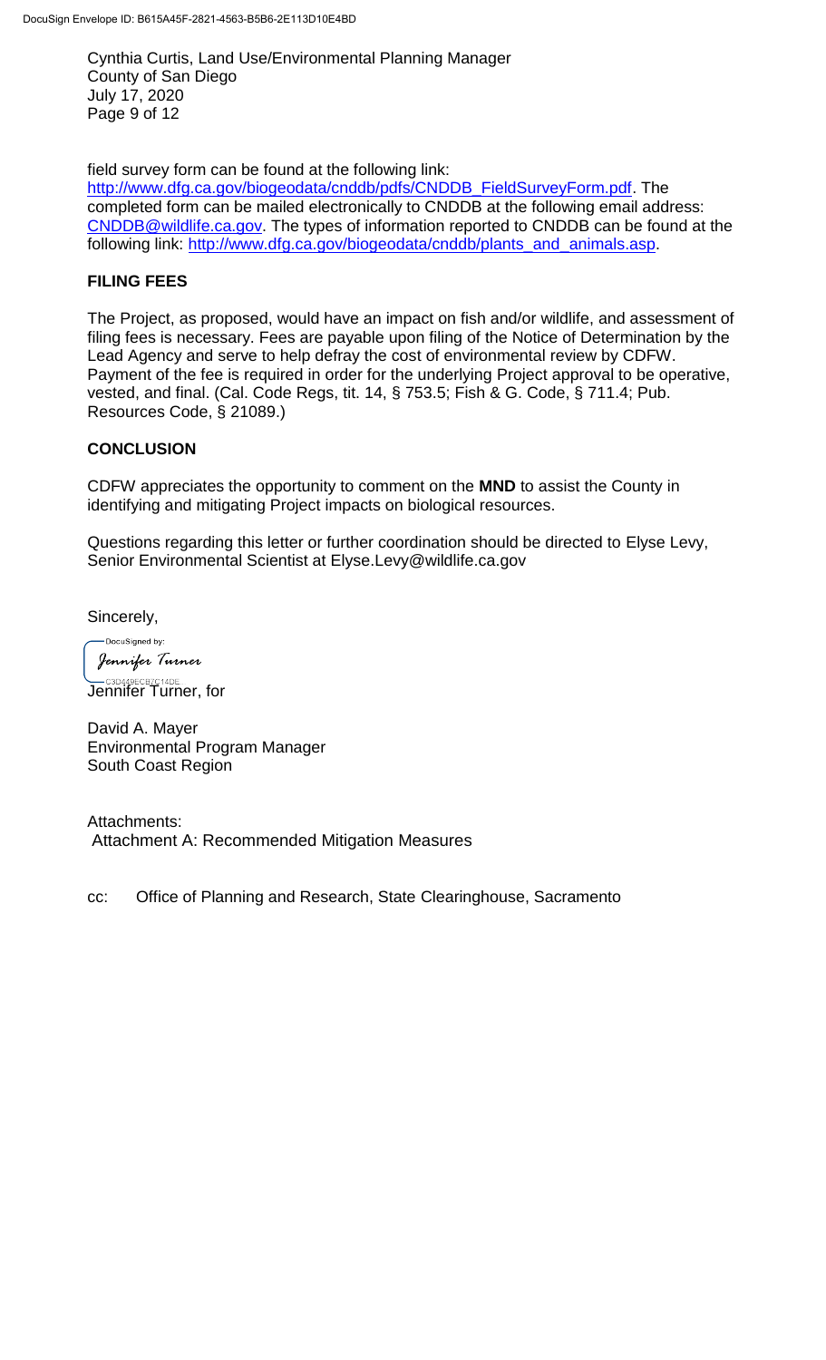field survey form can be found at the following link: http://www.dfg.ca.gov/biogeodata/cnddb/pdfs/CNDDB_FieldSurveyForm.pdf. The completed form can be mailed electronically to CNDDB at the following email address: CNDDB@wildlife.ca.gov. The types of information reported to CNDDB can be found at the following link: http://www.dfg.ca.gov/biogeodata/cnddb/plants_and_animals.asp.

## FILING FEES

The Project, as proposed, would have an impact on fish and/or wildlife, and assessment of filing fees is necessary. Fees are payable upon filing of the Notice of Determination by the Lead Agency and serve to help defray the cost of environmental review by CDFW. Payment of the fee is required in order for the underlying Project approval to be operative, vested, and final. (Cal. Code Regs, tit. 14, § 753.5; Fish & G. Code, § 711.4; Pub. Resources Code, § 21089.)

## CONCLUSION

CDFW appreciates the opportunity to comment on the **MND** to assist the County in identifying and mitigating Project impacts on biological resources.

Questions regarding this letter or further coordination should be directed to Elyse Levy, Senior Environmental Scientist at Elyse.Levy@wildlife.ca.gov

Sincerely,

DocuSigned by:
*Jennifer Turner*
C3D449ECB7C14DE...
Jennifer Turner, for

David A. Mayer
Environmental Program Manager
South Coast Region

Attachments:
Attachment A: Recommended Mitigation Measures

cc: Office of Planning and Research, State Clearinghouse, Sacramento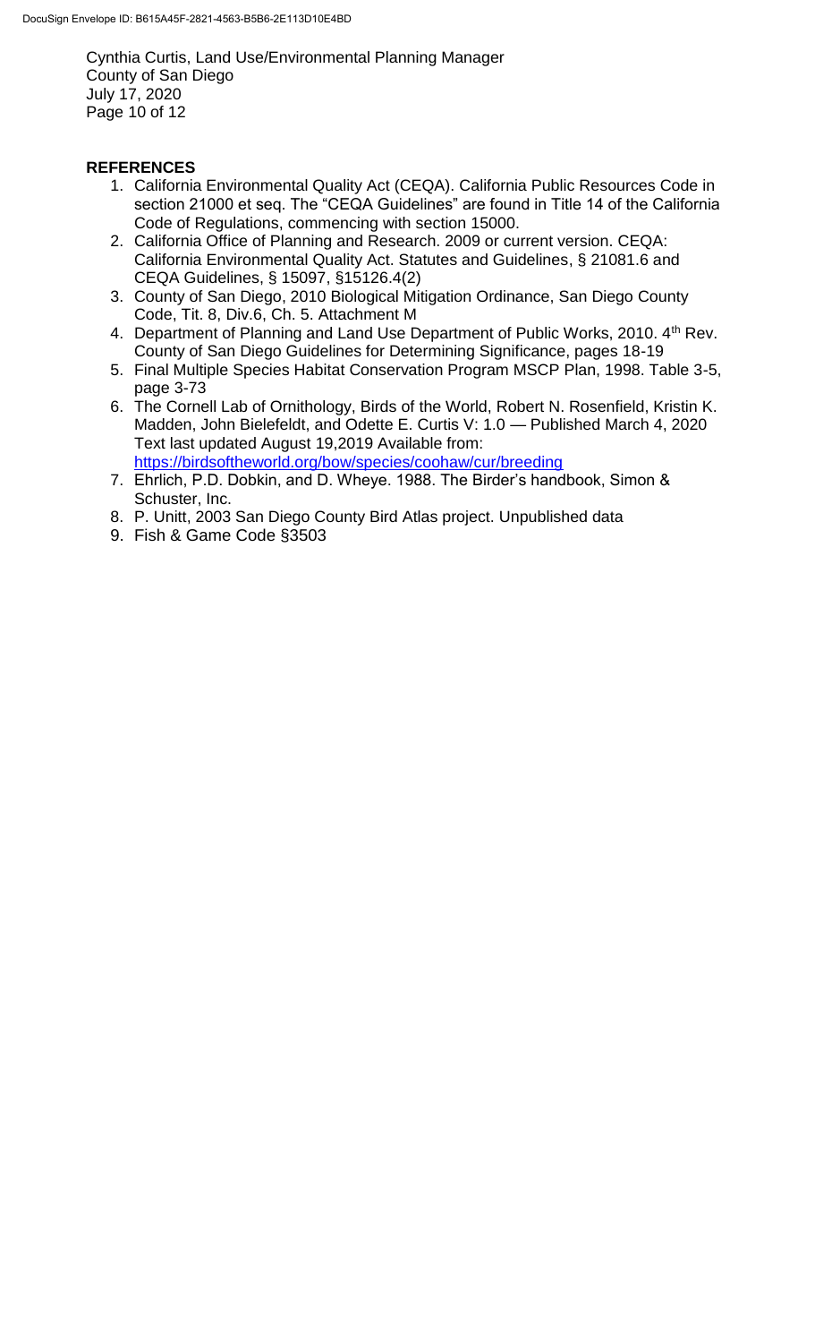**REFERENCES**

1. California Environmental Quality Act (CEQA). California Public Resources Code in section 21000 et seq. The "CEQA Guidelines" are found in Title 14 of the California Code of Regulations, commencing with section 15000.
2. California Office of Planning and Research. 2009 or current version. CEQA: California Environmental Quality Act. Statutes and Guidelines, § 21081.6 and CEQA Guidelines, § 15097, §15126.4(2)
3. County of San Diego, 2010 Biological Mitigation Ordinance, San Diego County Code, Tit. 8, Div.6, Ch. 5. Attachment M
4. Department of Planning and Land Use Department of Public Works, 2010. 4th Rev. County of San Diego Guidelines for Determining Significance, pages 18-19
5. Final Multiple Species Habitat Conservation Program MSCP Plan, 1998. Table 3-5, page 3-73
6. The Cornell Lab of Ornithology, Birds of the World, Robert N. Rosenfield, Kristin K. Madden, John Bielefeldt, and Odette E. Curtis V: 1.0 — Published March 4, 2020 Text last updated August 19,2019 Available from: https://birdsoftheworld.org/bow/species/coohaw/cur/breeding
7. Ehrlich, P.D. Dobkin, and D. Wheye. 1988. The Birder's handbook, Simon & Schuster, Inc.
8. P. Unitt, 2003 San Diego County Bird Atlas project. Unpublished data
9. Fish & Game Code §3503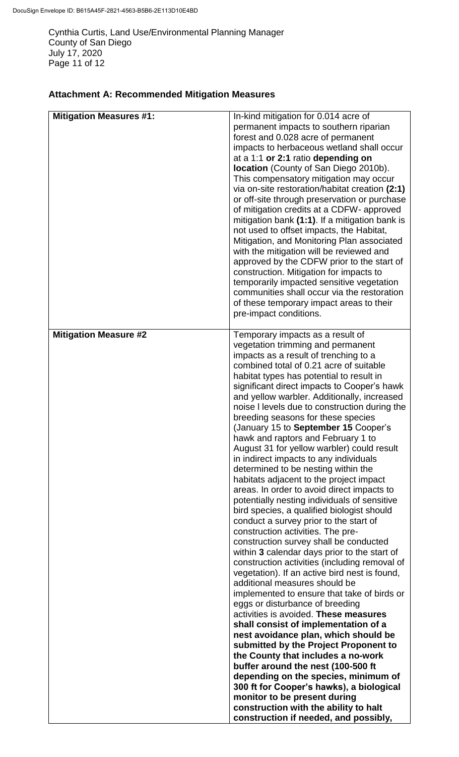## Attachment A: Recommended Mitigation Measures

| | |
|---|---|
| **Mitigation Measures #1:** | In-kind mitigation for 0.014 acre of permanent impacts to southern riparian forest and 0.028 acre of permanent impacts to herbaceous wetland shall occur at a 1:1 **or 2:1** ratio **depending on location** (County of San Diego 2010b). This compensatory mitigation may occur via on-site restoration/habitat creation **(2:1)** or off-site through preservation or purchase of mitigation credits at a CDFW- approved mitigation bank **(1:1)**. If a mitigation bank is not used to offset impacts, the Habitat, Mitigation, and Monitoring Plan associated with the mitigation will be reviewed and approved by the CDFW prior to the start of construction. Mitigation for impacts to temporarily impacted sensitive vegetation communities shall occur via the restoration of these temporary impact areas to their pre-impact conditions. |
| **Mitigation Measure #2** | Temporary impacts as a result of vegetation trimming and permanent impacts as a result of trenching to a combined total of 0.21 acre of suitable habitat types has potential to result in significant direct impacts to Cooper's hawk and yellow warbler. Additionally, increased noise l levels due to construction during the breeding seasons for these species (January 15 to **September 15** Cooper's hawk and raptors and February 1 to August 31 for yellow warbler) could result in indirect impacts to any individuals determined to be nesting within the habitats adjacent to the project impact areas. In order to avoid direct impacts to potentially nesting individuals of sensitive bird species, a qualified biologist should conduct a survey prior to the start of construction activities. The pre-construction survey shall be conducted within **3** calendar days prior to the start of construction activities (including removal of vegetation). If an active bird nest is found, additional measures should be implemented to ensure that take of birds or eggs or disturbance of breeding activities is avoided. **These measures shall consist of implementation of a nest avoidance plan, which should be submitted by the Project Proponent to the County that includes a no-work buffer around the nest (100-500 ft depending on the species, minimum of 300 ft for Cooper's hawks), a biological monitor to be present during construction with the ability to halt construction if needed, and possibly,** |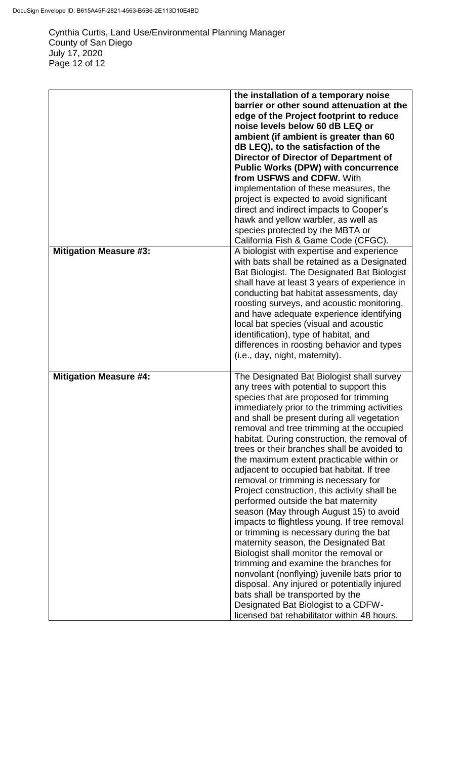| | |
|---|---|
| | **the installation of a temporary noise barrier or other sound attenuation at the edge of the Project footprint to reduce noise levels below 60 dB LEQ or ambient (if ambient is greater than 60 dB LEQ), to the satisfaction of the Director of Director of Department of Public Works (DPW) with concurrence from USFWS and CDFW.** With implementation of these measures, the project is expected to avoid significant direct and indirect impacts to Cooper's hawk and yellow warbler, as well as species protected by the MBTA or California Fish & Game Code (CFGC). |
| **Mitigation Measure #3:** | A biologist with expertise and experience with bats shall be retained as a Designated Bat Biologist. The Designated Bat Biologist shall have at least 3 years of experience in conducting bat habitat assessments, day roosting surveys, and acoustic monitoring, and have adequate experience identifying local bat species (visual and acoustic identification), type of habitat, and differences in roosting behavior and types (i.e., day, night, maternity). |
| **Mitigation Measure #4:** | The Designated Bat Biologist shall survey any trees with potential to support this species that are proposed for trimming immediately prior to the trimming activities and shall be present during all vegetation removal and tree trimming at the occupied habitat. During construction, the removal of trees or their branches shall be avoided to the maximum extent practicable within or adjacent to occupied bat habitat. If tree removal or trimming is necessary for Project construction, this activity shall be performed outside the bat maternity season (May through August 15) to avoid impacts to flightless young. If tree removal or trimming is necessary during the bat maternity season, the Designated Bat Biologist shall monitor the removal or trimming and examine the branches for nonvolant (nonflying) juvenile bats prior to disposal. Any injured or potentially injured bats shall be transported by the Designated Bat Biologist to a CDFW-licensed bat rehabilitator within 48 hours. |